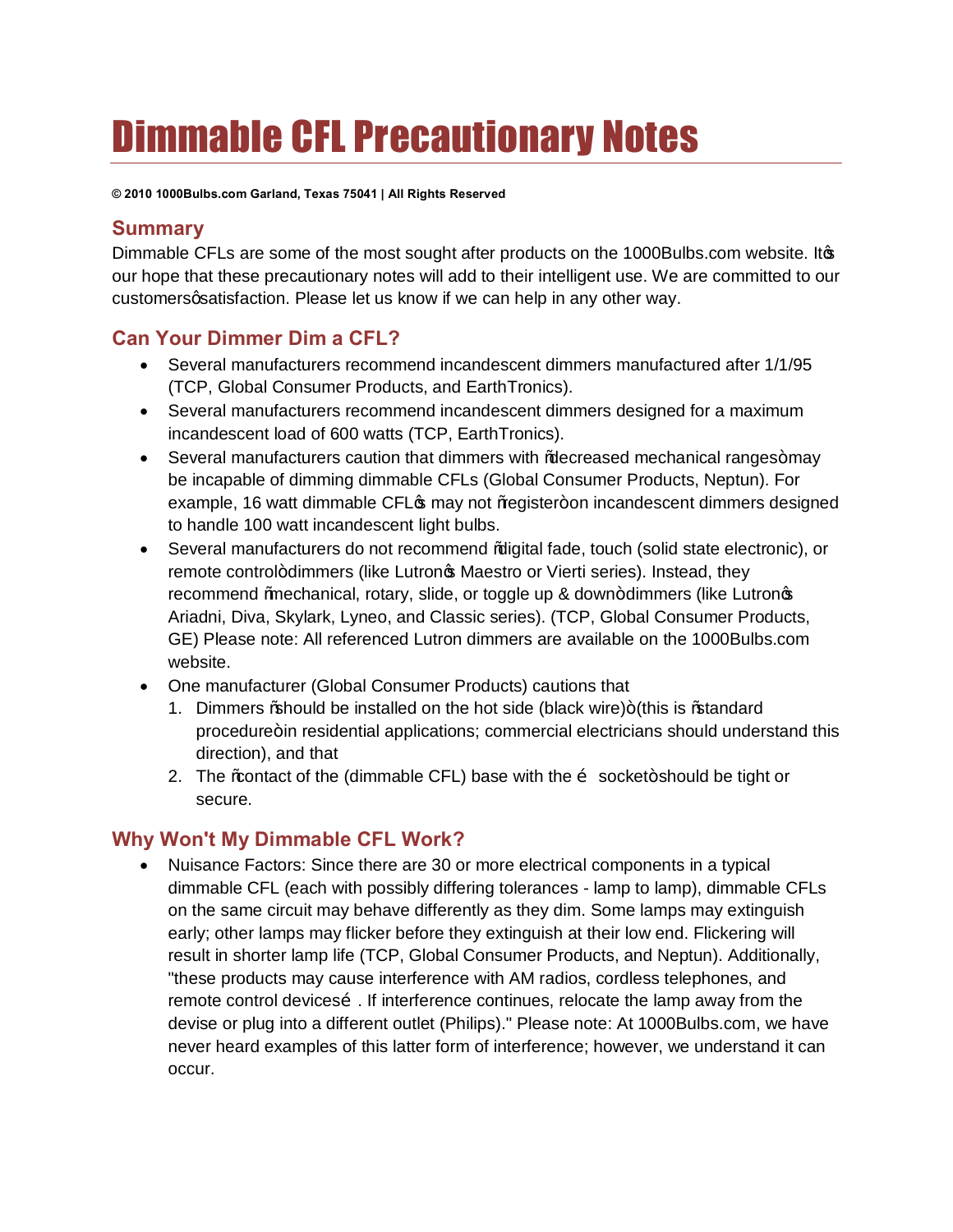# Dimmable CFL Precautionary Notes

**© 2010 1000Bulbs.com Garland, Texas 75041 | All Rights Reserved**

## Summary

Dimmable CFLs are some of the most sought after products on the 1000Bulbs.com website. Itøs our hope that these precautionary notes will add to their intelligent use. We are committed to our customersø satisfaction. Please let us know if we can help in any other way.

## Can Your Dimmer Dim a CFL?

- Several manufacturers recommend incandescent dimmers manufactured after 1/1/95 (TCP, Global Consumer Products, and EarthTronics).
- Several manufacturers recommend incandescent dimmers designed for a maximum incandescent load of 600 watts (TCP, EarthTronics).
- Several manufacturers caution that dimmers with ñdecreased mechanical rangesò may be incapable of dimming dimmable CFLs (Global Consumer Products, Neptun). For example, 16 watt dimmable CFLøs may not ñregisterò on incandescent dimmers designed to handle 100 watt incandescent light bulbs.
- Several manufacturers do not recommend ñdigital fade, touch (solid state electronic), or remote controlò dimmers (like Lutronøs Maestro or Vierti series). Instead, they recommend ñmechanical, rotary, slide, or toggle up & downò dimmers (like Lutronøs Ariadni, Diva, Skylark, Lyneo, and Classic series). (TCP, Global Consumer Products, GE) Please note: All referenced Lutron dimmers are available on the 1000Bulbs.com website.
- One manufacturer (Global Consumer Products) cautions that
  1. Dimmers ñshould be installed on the hot side (black wire)ò (this is ñstandard procedureò in residential applications; commercial electricians should understand this direction), and that
  2. The ñcontact of the (dimmable CFL) base with the é socketò should be tight or secure.

## Why Won't My Dimmable CFL Work?

- Nuisance Factors: Since there are 30 or more electrical components in a typical dimmable CFL (each with possibly differing tolerances - lamp to lamp), dimmable CFLs on the same circuit may behave differently as they dim. Some lamps may extinguish early; other lamps may flicker before they extinguish at their low end. Flickering will result in shorter lamp life (TCP, Global Consumer Products, and Neptun). Additionally, "these products may cause interference with AM radios, cordless telephones, and remote control devicesé. If interference continues, relocate the lamp away from the devise or plug into a different outlet (Philips)." Please note: At 1000Bulbs.com, we have never heard examples of this latter form of interference; however, we understand it can occur.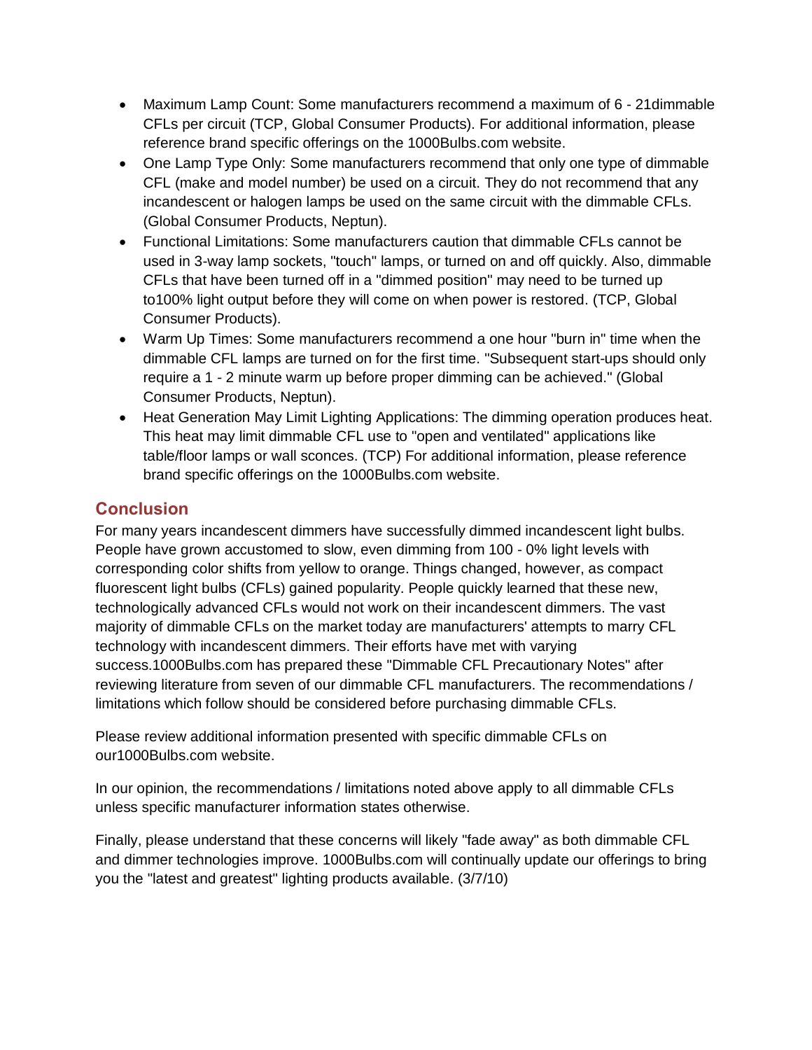- Maximum Lamp Count: Some manufacturers recommend a maximum of 6 - 21dimmable CFLs per circuit (TCP, Global Consumer Products). For additional information, please reference brand specific offerings on the 1000Bulbs.com website.
- One Lamp Type Only: Some manufacturers recommend that only one type of dimmable CFL (make and model number) be used on a circuit. They do not recommend that any incandescent or halogen lamps be used on the same circuit with the dimmable CFLs. (Global Consumer Products, Neptun).
- Functional Limitations: Some manufacturers caution that dimmable CFLs cannot be used in 3-way lamp sockets, "touch" lamps, or turned on and off quickly. Also, dimmable CFLs that have been turned off in a "dimmed position" may need to be turned up to100% light output before they will come on when power is restored. (TCP, Global Consumer Products).
- Warm Up Times: Some manufacturers recommend a one hour "burn in" time when the dimmable CFL lamps are turned on for the first time. "Subsequent start-ups should only require a 1 - 2 minute warm up before proper dimming can be achieved." (Global Consumer Products, Neptun).
- Heat Generation May Limit Lighting Applications: The dimming operation produces heat. This heat may limit dimmable CFL use to "open and ventilated" applications like table/floor lamps or wall sconces. (TCP) For additional information, please reference brand specific offerings on the 1000Bulbs.com website.

## Conclusion

For many years incandescent dimmers have successfully dimmed incandescent light bulbs. People have grown accustomed to slow, even dimming from 100 - 0% light levels with corresponding color shifts from yellow to orange. Things changed, however, as compact fluorescent light bulbs (CFLs) gained popularity. People quickly learned that these new, technologically advanced CFLs would not work on their incandescent dimmers. The vast majority of dimmable CFLs on the market today are manufacturers' attempts to marry CFL technology with incandescent dimmers. Their efforts have met with varying success.1000Bulbs.com has prepared these "Dimmable CFL Precautionary Notes" after reviewing literature from seven of our dimmable CFL manufacturers. The recommendations / limitations which follow should be considered before purchasing dimmable CFLs.

Please review additional information presented with specific dimmable CFLs on our1000Bulbs.com website.

In our opinion, the recommendations / limitations noted above apply to all dimmable CFLs unless specific manufacturer information states otherwise.

Finally, please understand that these concerns will likely "fade away" as both dimmable CFL and dimmer technologies improve. 1000Bulbs.com will continually update our offerings to bring you the "latest and greatest" lighting products available. (3/7/10)